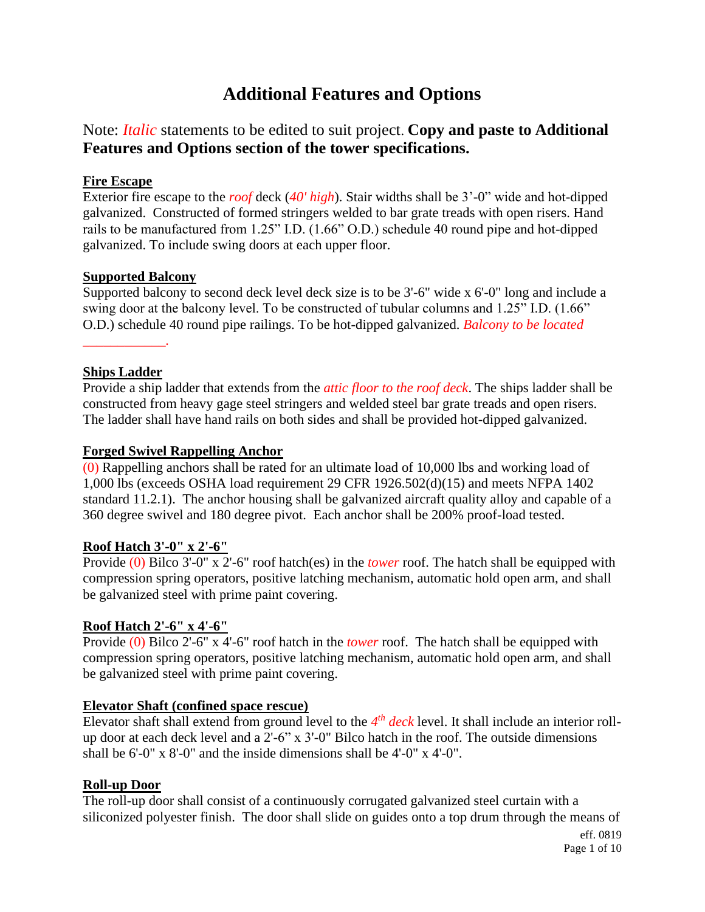# Additional Features and Options

## Note: *Italic* statements to be edited to suit project. **Copy and paste to Additional Features and Options section of the tower specifications.**

**Fire Escape**

Exterior fire escape to the *roof* deck (*40' high*). Stair widths shall be 3'-0" wide and hot-dipped galvanized. Constructed of formed stringers welded to bar grate treads with open risers. Hand rails to be manufactured from 1.25" I.D. (1.66" O.D.) schedule 40 round pipe and hot-dipped galvanized. To include swing doors at each upper floor.

**Supported Balcony**

Supported balcony to second deck level deck size is to be 3'-6" wide x 6'-0" long and include a swing door at the balcony level. To be constructed of tubular columns and 1.25" I.D. (1.66" O.D.) schedule 40 round pipe railings. To be hot-dipped galvanized. *Balcony to be located ___________.*

**Ships Ladder**

Provide a ship ladder that extends from the *attic floor to the roof deck*. The ships ladder shall be constructed from heavy gage steel stringers and welded steel bar grate treads and open risers. The ladder shall have hand rails on both sides and shall be provided hot-dipped galvanized.

**Forged Swivel Rappelling Anchor**

(0) Rappelling anchors shall be rated for an ultimate load of 10,000 lbs and working load of 1,000 lbs (exceeds OSHA load requirement 29 CFR 1926.502(d)(15) and meets NFPA 1402 standard 11.2.1). The anchor housing shall be galvanized aircraft quality alloy and capable of a 360 degree swivel and 180 degree pivot. Each anchor shall be 200% proof-load tested.

**Roof Hatch 3'-0" x 2'-6"**

Provide (0) Bilco 3'-0" x 2'-6" roof hatch(es) in the *tower* roof. The hatch shall be equipped with compression spring operators, positive latching mechanism, automatic hold open arm, and shall be galvanized steel with prime paint covering.

**Roof Hatch 2'-6" x 4'-6"**

Provide (0) Bilco 2'-6" x 4'-6" roof hatch in the *tower* roof. The hatch shall be equipped with compression spring operators, positive latching mechanism, automatic hold open arm, and shall be galvanized steel with prime paint covering.

**Elevator Shaft (confined space rescue)**

Elevator shaft shall extend from ground level to the *4th deck* level. It shall include an interior roll-up door at each deck level and a 2'-6" x 3'-0" Bilco hatch in the roof. The outside dimensions shall be 6'-0" x 8'-0" and the inside dimensions shall be 4'-0" x 4'-0".

**Roll-up Door**

The roll-up door shall consist of a continuously corrugated galvanized steel curtain with a siliconized polyester finish. The door shall slide on guides onto a top drum through the means of

eff. 0819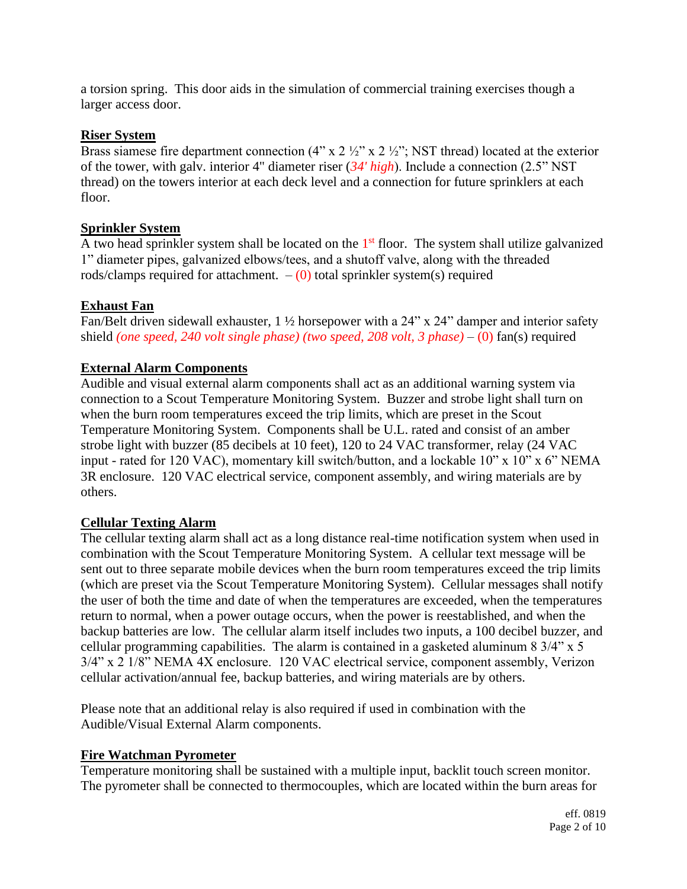a torsion spring. This door aids in the simulation of commercial training exercises though a larger access door.

**Riser System**

Brass siamese fire department connection (4" x 2 ½" x 2 ½"; NST thread) located at the exterior of the tower, with galv. interior 4" diameter riser (*34' high*). Include a connection (2.5" NST thread) on the towers interior at each deck level and a connection for future sprinklers at each floor.

**Sprinkler System**

A two head sprinkler system shall be located on the 1st floor. The system shall utilize galvanized 1" diameter pipes, galvanized elbows/tees, and a shutoff valve, along with the threaded rods/clamps required for attachment. – (0) total sprinkler system(s) required

**Exhaust Fan**

Fan/Belt driven sidewall exhauster, 1 ½ horsepower with a 24" x 24" damper and interior safety shield *(one speed, 240 volt single phase) (two speed, 208 volt, 3 phase)* – (0) fan(s) required

**External Alarm Components**

Audible and visual external alarm components shall act as an additional warning system via connection to a Scout Temperature Monitoring System. Buzzer and strobe light shall turn on when the burn room temperatures exceed the trip limits, which are preset in the Scout Temperature Monitoring System. Components shall be U.L. rated and consist of an amber strobe light with buzzer (85 decibels at 10 feet), 120 to 24 VAC transformer, relay (24 VAC input - rated for 120 VAC), momentary kill switch/button, and a lockable 10" x 10" x 6" NEMA 3R enclosure. 120 VAC electrical service, component assembly, and wiring materials are by others.

**Cellular Texting Alarm**

The cellular texting alarm shall act as a long distance real-time notification system when used in combination with the Scout Temperature Monitoring System. A cellular text message will be sent out to three separate mobile devices when the burn room temperatures exceed the trip limits (which are preset via the Scout Temperature Monitoring System). Cellular messages shall notify the user of both the time and date of when the temperatures are exceeded, when the temperatures return to normal, when a power outage occurs, when the power is reestablished, and when the backup batteries are low. The cellular alarm itself includes two inputs, a 100 decibel buzzer, and cellular programming capabilities. The alarm is contained in a gasketed aluminum 8 3/4" x 5 3/4" x 2 1/8" NEMA 4X enclosure. 120 VAC electrical service, component assembly, Verizon cellular activation/annual fee, backup batteries, and wiring materials are by others.

Please note that an additional relay is also required if used in combination with the Audible/Visual External Alarm components.

**Fire Watchman Pyrometer**

Temperature monitoring shall be sustained with a multiple input, backlit touch screen monitor. The pyrometer shall be connected to thermocouples, which are located within the burn areas for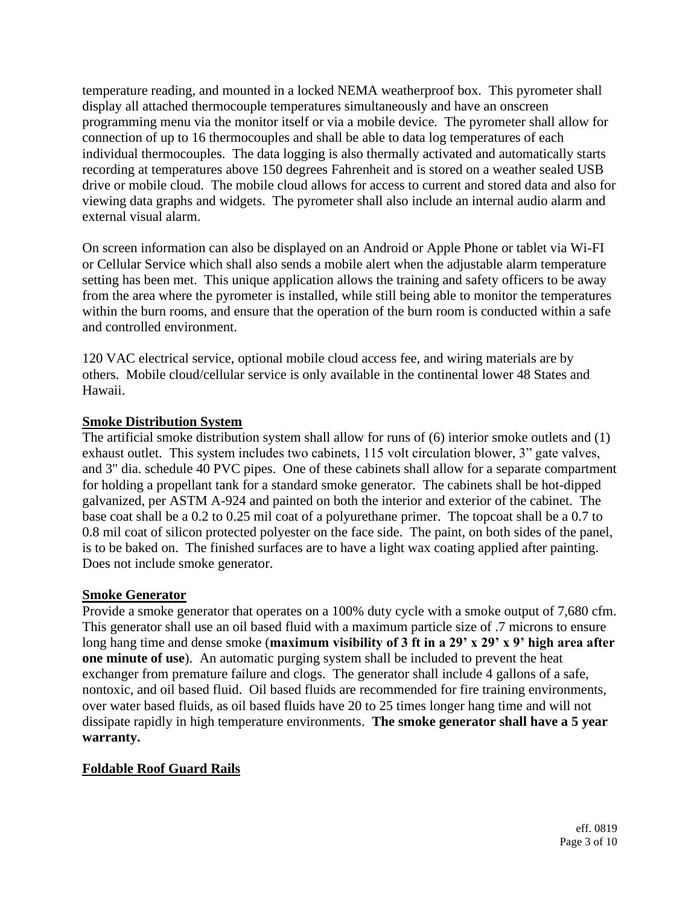temperature reading, and mounted in a locked NEMA weatherproof box. This pyrometer shall display all attached thermocouple temperatures simultaneously and have an onscreen programming menu via the monitor itself or via a mobile device. The pyrometer shall allow for connection of up to 16 thermocouples and shall be able to data log temperatures of each individual thermocouples. The data logging is also thermally activated and automatically starts recording at temperatures above 150 degrees Fahrenheit and is stored on a weather sealed USB drive or mobile cloud. The mobile cloud allows for access to current and stored data and also for viewing data graphs and widgets. The pyrometer shall also include an internal audio alarm and external visual alarm.

On screen information can also be displayed on an Android or Apple Phone or tablet via Wi-FI or Cellular Service which shall also sends a mobile alert when the adjustable alarm temperature setting has been met. This unique application allows the training and safety officers to be away from the area where the pyrometer is installed, while still being able to monitor the temperatures within the burn rooms, and ensure that the operation of the burn room is conducted within a safe and controlled environment.

120 VAC electrical service, optional mobile cloud access fee, and wiring materials are by others. Mobile cloud/cellular service is only available in the continental lower 48 States and Hawaii.

**Smoke Distribution System**

The artificial smoke distribution system shall allow for runs of (6) interior smoke outlets and (1) exhaust outlet. This system includes two cabinets, 115 volt circulation blower, 3" gate valves, and 3" dia. schedule 40 PVC pipes. One of these cabinets shall allow for a separate compartment for holding a propellant tank for a standard smoke generator. The cabinets shall be hot-dipped galvanized, per ASTM A-924 and painted on both the interior and exterior of the cabinet. The base coat shall be a 0.2 to 0.25 mil coat of a polyurethane primer. The topcoat shall be a 0.7 to 0.8 mil coat of silicon protected polyester on the face side. The paint, on both sides of the panel, is to be baked on. The finished surfaces are to have a light wax coating applied after painting. Does not include smoke generator.

**Smoke Generator**

Provide a smoke generator that operates on a 100% duty cycle with a smoke output of 7,680 cfm. This generator shall use an oil based fluid with a maximum particle size of .7 microns to ensure long hang time and dense smoke (**maximum visibility of 3 ft in a 29' x 29' x 9' high area after one minute of use**). An automatic purging system shall be included to prevent the heat exchanger from premature failure and clogs. The generator shall include 4 gallons of a safe, nontoxic, and oil based fluid. Oil based fluids are recommended for fire training environments, over water based fluids, as oil based fluids have 20 to 25 times longer hang time and will not dissipate rapidly in high temperature environments. **The smoke generator shall have a 5 year warranty.**

**Foldable Roof Guard Rails**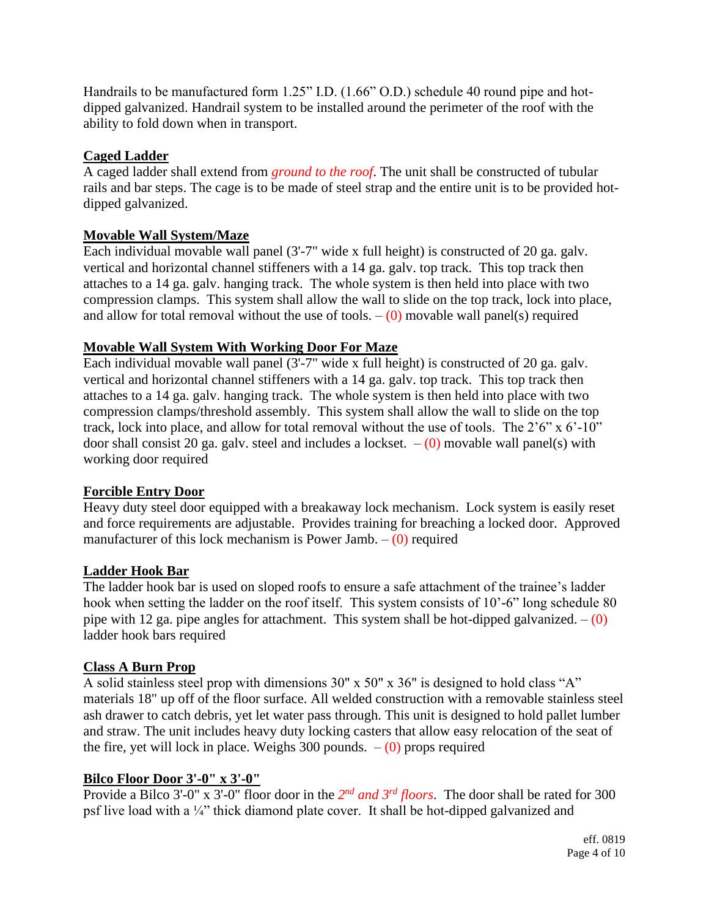Handrails to be manufactured form 1.25" I.D. (1.66" O.D.) schedule 40 round pipe and hot-dipped galvanized. Handrail system to be installed around the perimeter of the roof with the ability to fold down when in transport.

**Caged Ladder**

A caged ladder shall extend from *ground to the roof*. The unit shall be constructed of tubular rails and bar steps. The cage is to be made of steel strap and the entire unit is to be provided hot-dipped galvanized.

**Movable Wall System/Maze**

Each individual movable wall panel (3'-7" wide x full height) is constructed of 20 ga. galv. vertical and horizontal channel stiffeners with a 14 ga. galv. top track. This top track then attaches to a 14 ga. galv. hanging track. The whole system is then held into place with two compression clamps. This system shall allow the wall to slide on the top track, lock into place, and allow for total removal without the use of tools. – (0) movable wall panel(s) required

**Movable Wall System With Working Door For Maze**

Each individual movable wall panel (3'-7" wide x full height) is constructed of 20 ga. galv. vertical and horizontal channel stiffeners with a 14 ga. galv. top track. This top track then attaches to a 14 ga. galv. hanging track. The whole system is then held into place with two compression clamps/threshold assembly. This system shall allow the wall to slide on the top track, lock into place, and allow for total removal without the use of tools. The 2'6" x 6'-10" door shall consist 20 ga. galv. steel and includes a lockset. – (0) movable wall panel(s) with working door required

**Forcible Entry Door**

Heavy duty steel door equipped with a breakaway lock mechanism. Lock system is easily reset and force requirements are adjustable. Provides training for breaching a locked door. Approved manufacturer of this lock mechanism is Power Jamb. – (0) required

**Ladder Hook Bar**

The ladder hook bar is used on sloped roofs to ensure a safe attachment of the trainee's ladder hook when setting the ladder on the roof itself. This system consists of 10'-6" long schedule 80 pipe with 12 ga. pipe angles for attachment. This system shall be hot-dipped galvanized. – (0) ladder hook bars required

**Class A Burn Prop**

A solid stainless steel prop with dimensions 30" x 50" x 36" is designed to hold class "A" materials 18" up off of the floor surface. All welded construction with a removable stainless steel ash drawer to catch debris, yet let water pass through. This unit is designed to hold pallet lumber and straw. The unit includes heavy duty locking casters that allow easy relocation of the seat of the fire, yet will lock in place. Weighs 300 pounds. – (0) props required

**Bilco Floor Door 3'-0" x 3'-0"**

Provide a Bilco 3'-0" x 3'-0" floor door in the *2nd and 3rd floors*. The door shall be rated for 300 psf live load with a ¼" thick diamond plate cover. It shall be hot-dipped galvanized and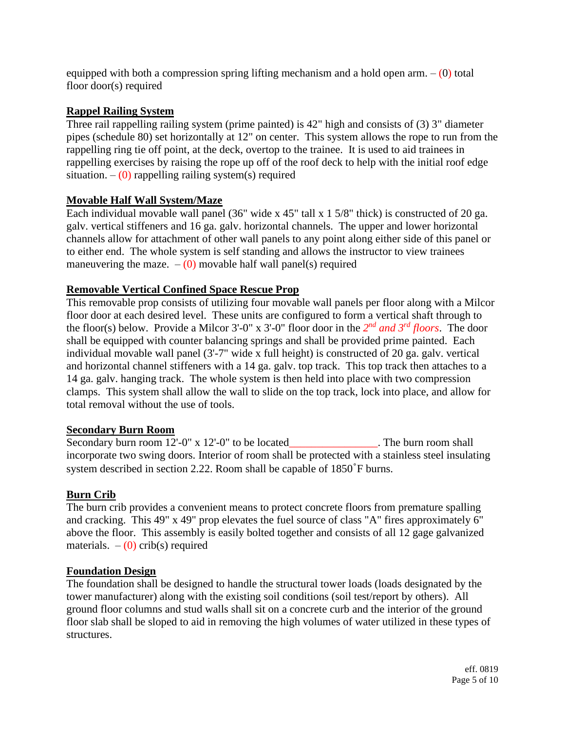equipped with both a compression spring lifting mechanism and a hold open arm. – (0) total floor door(s) required

**Rappel Railing System**

Three rail rappelling railing system (prime painted) is 42" high and consists of (3) 3" diameter pipes (schedule 80) set horizontally at 12" on center. This system allows the rope to run from the rappelling ring tie off point, at the deck, overtop to the trainee. It is used to aid trainees in rappelling exercises by raising the rope up off of the roof deck to help with the initial roof edge situation. – (0) rappelling railing system(s) required

**Movable Half Wall System/Maze**

Each individual movable wall panel (36" wide x 45" tall x 1 5/8" thick) is constructed of 20 ga. galv. vertical stiffeners and 16 ga. galv. horizontal channels. The upper and lower horizontal channels allow for attachment of other wall panels to any point along either side of this panel or to either end. The whole system is self standing and allows the instructor to view trainees maneuvering the maze. – (0) movable half wall panel(s) required

**Removable Vertical Confined Space Rescue Prop**

This removable prop consists of utilizing four movable wall panels per floor along with a Milcor floor door at each desired level. These units are configured to form a vertical shaft through to the floor(s) below. Provide a Milcor 3'-0" x 3'-0" floor door in the *2nd and 3rd floors*. The door shall be equipped with counter balancing springs and shall be provided prime painted. Each individual movable wall panel (3'-7" wide x full height) is constructed of 20 ga. galv. vertical and horizontal channel stiffeners with a 14 ga. galv. top track. This top track then attaches to a 14 ga. galv. hanging track. The whole system is then held into place with two compression clamps. This system shall allow the wall to slide on the top track, lock into place, and allow for total removal without the use of tools.

**Secondary Burn Room**

Secondary burn room 12'-0" x 12'-0" to be located________________. The burn room shall incorporate two swing doors. Interior of room shall be protected with a stainless steel insulating system described in section 2.22. Room shall be capable of 1850˚F burns.

**Burn Crib**

The burn crib provides a convenient means to protect concrete floors from premature spalling and cracking. This 49" x 49" prop elevates the fuel source of class "A" fires approximately 6" above the floor. This assembly is easily bolted together and consists of all 12 gage galvanized materials. – (0) crib(s) required

**Foundation Design**

The foundation shall be designed to handle the structural tower loads (loads designated by the tower manufacturer) along with the existing soil conditions (soil test/report by others). All ground floor columns and stud walls shall sit on a concrete curb and the interior of the ground floor slab shall be sloped to aid in removing the high volumes of water utilized in these types of structures.

eff. 0819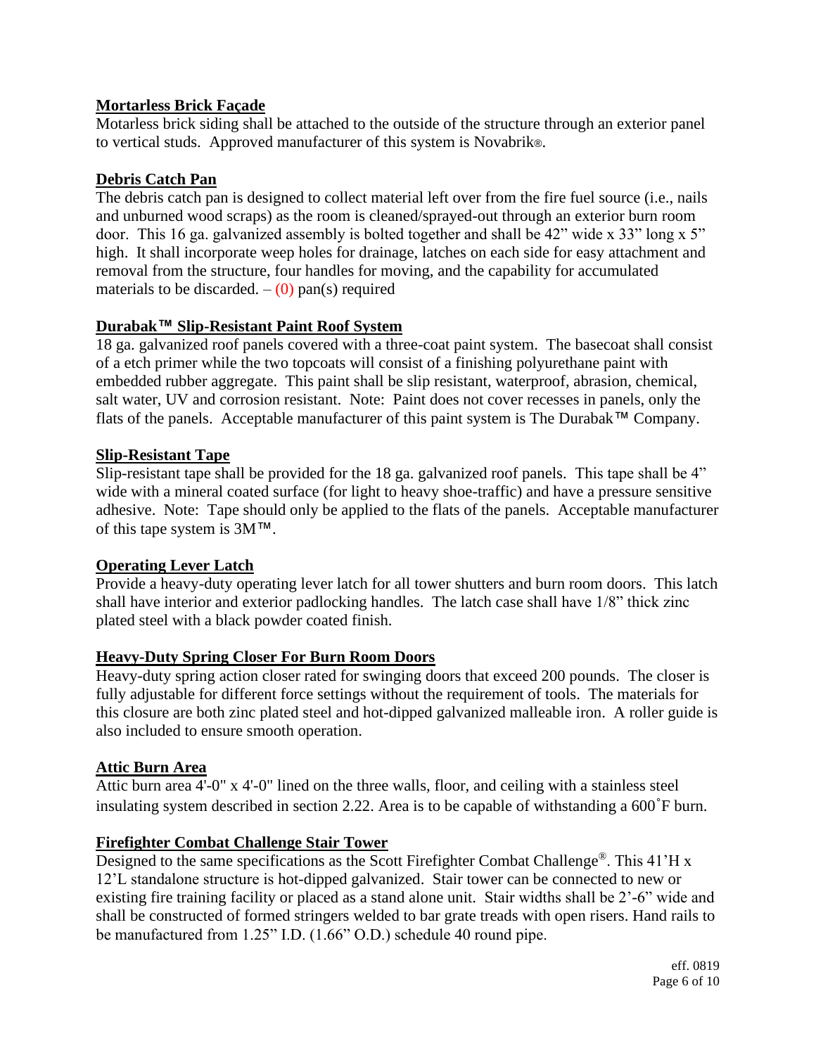## Mortarless Brick Façade

Motarless brick siding shall be attached to the outside of the structure through an exterior panel to vertical studs. Approved manufacturer of this system is Novabrik®.

## Debris Catch Pan

The debris catch pan is designed to collect material left over from the fire fuel source (i.e., nails and unburned wood scraps) as the room is cleaned/sprayed-out through an exterior burn room door. This 16 ga. galvanized assembly is bolted together and shall be 42" wide x 33" long x 5" high. It shall incorporate weep holes for drainage, latches on each side for easy attachment and removal from the structure, four handles for moving, and the capability for accumulated materials to be discarded. – (0) pan(s) required

## Durabak™ Slip-Resistant Paint Roof System

18 ga. galvanized roof panels covered with a three-coat paint system. The basecoat shall consist of a etch primer while the two topcoats will consist of a finishing polyurethane paint with embedded rubber aggregate. This paint shall be slip resistant, waterproof, abrasion, chemical, salt water, UV and corrosion resistant. Note: Paint does not cover recesses in panels, only the flats of the panels. Acceptable manufacturer of this paint system is The Durabak™ Company.

## Slip-Resistant Tape

Slip-resistant tape shall be provided for the 18 ga. galvanized roof panels. This tape shall be 4" wide with a mineral coated surface (for light to heavy shoe-traffic) and have a pressure sensitive adhesive. Note: Tape should only be applied to the flats of the panels. Acceptable manufacturer of this tape system is 3M™.

## Operating Lever Latch

Provide a heavy-duty operating lever latch for all tower shutters and burn room doors. This latch shall have interior and exterior padlocking handles. The latch case shall have 1/8" thick zinc plated steel with a black powder coated finish.

## Heavy-Duty Spring Closer For Burn Room Doors

Heavy-duty spring action closer rated for swinging doors that exceed 200 pounds. The closer is fully adjustable for different force settings without the requirement of tools. The materials for this closure are both zinc plated steel and hot-dipped galvanized malleable iron. A roller guide is also included to ensure smooth operation.

## Attic Burn Area

Attic burn area 4'-0" x 4'-0" lined on the three walls, floor, and ceiling with a stainless steel insulating system described in section 2.22. Area is to be capable of withstanding a 600˚F burn.

## Firefighter Combat Challenge Stair Tower

Designed to the same specifications as the Scott Firefighter Combat Challenge®. This 41'H x 12'L standalone structure is hot-dipped galvanized. Stair tower can be connected to new or existing fire training facility or placed as a stand alone unit. Stair widths shall be 2'-6" wide and shall be constructed of formed stringers welded to bar grate treads with open risers. Hand rails to be manufactured from 1.25" I.D. (1.66" O.D.) schedule 40 round pipe.

eff. 0819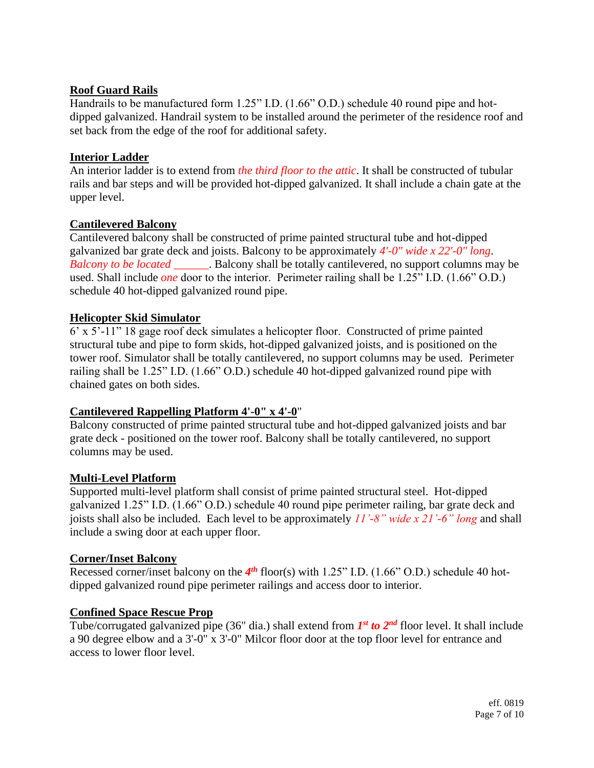**Roof Guard Rails**
Handrails to be manufactured form 1.25" I.D. (1.66" O.D.) schedule 40 round pipe and hot-dipped galvanized. Handrail system to be installed around the perimeter of the residence roof and set back from the edge of the roof for additional safety.

**Interior Ladder**
An interior ladder is to extend from *the third floor to the attic*. It shall be constructed of tubular rails and bar steps and will be provided hot-dipped galvanized. It shall include a chain gate at the upper level.

**Cantilevered Balcony**
Cantilevered balcony shall be constructed of prime painted structural tube and hot-dipped galvanized bar grate deck and joists. Balcony to be approximately *4'-0" wide x 22'-0" long*. *Balcony to be located* ______. Balcony shall be totally cantilevered, no support columns may be used. Shall include *one* door to the interior. Perimeter railing shall be 1.25" I.D. (1.66" O.D.) schedule 40 hot-dipped galvanized round pipe.

**Helicopter Skid Simulator**
6' x 5'-11" 18 gage roof deck simulates a helicopter floor. Constructed of prime painted structural tube and pipe to form skids, hot-dipped galvanized joists, and is positioned on the tower roof. Simulator shall be totally cantilevered, no support columns may be used. Perimeter railing shall be 1.25" I.D. (1.66" O.D.) schedule 40 hot-dipped galvanized round pipe with chained gates on both sides.

**Cantilevered Rappelling Platform 4'-0" x 4'-0"**
Balcony constructed of prime painted structural tube and hot-dipped galvanized joists and bar grate deck - positioned on the tower roof. Balcony shall be totally cantilevered, no support columns may be used.

**Multi-Level Platform**
Supported multi-level platform shall consist of prime painted structural steel. Hot-dipped galvanized 1.25" I.D. (1.66" O.D.) schedule 40 round pipe perimeter railing, bar grate deck and joists shall also be included. Each level to be approximately *11'-8" wide x 21'-6" long* and shall include a swing door at each upper floor.

**Corner/Inset Balcony**
Recessed corner/inset balcony on the ***4th*** floor(s) with 1.25" I.D. (1.66" O.D.) schedule 40 hot-dipped galvanized round pipe perimeter railings and access door to interior.

**Confined Space Rescue Prop**
Tube/corrugated galvanized pipe (36" dia.) shall extend from ***1st to 2nd*** floor level. It shall include a 90 degree elbow and a 3'-0" x 3'-0" Milcor floor door at the top floor level for entrance and access to lower floor level.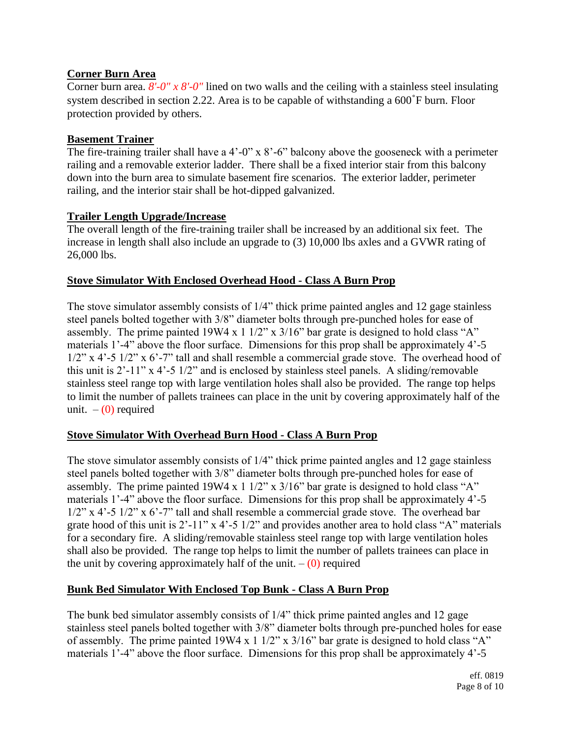**Corner Burn Area**

Corner burn area. *8'-0" x 8'-0"* lined on two walls and the ceiling with a stainless steel insulating system described in section 2.22. Area is to be capable of withstanding a 600˚F burn. Floor protection provided by others.

**Basement Trainer**

The fire-training trailer shall have a 4'-0" x 8'-6" balcony above the gooseneck with a perimeter railing and a removable exterior ladder. There shall be a fixed interior stair from this balcony down into the burn area to simulate basement fire scenarios. The exterior ladder, perimeter railing, and the interior stair shall be hot-dipped galvanized.

**Trailer Length Upgrade/Increase**

The overall length of the fire-training trailer shall be increased by an additional six feet. The increase in length shall also include an upgrade to (3) 10,000 lbs axles and a GVWR rating of 26,000 lbs.

**Stove Simulator With Enclosed Overhead Hood - Class A Burn Prop**

The stove simulator assembly consists of 1/4" thick prime painted angles and 12 gage stainless steel panels bolted together with 3/8" diameter bolts through pre-punched holes for ease of assembly. The prime painted 19W4 x 1 1/2" x 3/16" bar grate is designed to hold class "A" materials 1'-4" above the floor surface. Dimensions for this prop shall be approximately 4'-5 1/2" x 4'-5 1/2" x 6'-7" tall and shall resemble a commercial grade stove. The overhead hood of this unit is 2'-11" x 4'-5 1/2" and is enclosed by stainless steel panels. A sliding/removable stainless steel range top with large ventilation holes shall also be provided. The range top helps to limit the number of pallets trainees can place in the unit by covering approximately half of the unit. – (0) required

**Stove Simulator With Overhead Burn Hood - Class A Burn Prop**

The stove simulator assembly consists of 1/4" thick prime painted angles and 12 gage stainless steel panels bolted together with 3/8" diameter bolts through pre-punched holes for ease of assembly. The prime painted 19W4 x 1 1/2" x 3/16" bar grate is designed to hold class "A" materials 1'-4" above the floor surface. Dimensions for this prop shall be approximately 4'-5 1/2" x 4'-5 1/2" x 6'-7" tall and shall resemble a commercial grade stove. The overhead bar grate hood of this unit is 2'-11" x 4'-5 1/2" and provides another area to hold class "A" materials for a secondary fire. A sliding/removable stainless steel range top with large ventilation holes shall also be provided. The range top helps to limit the number of pallets trainees can place in the unit by covering approximately half of the unit. – (0) required

**Bunk Bed Simulator With Enclosed Top Bunk - Class A Burn Prop**

The bunk bed simulator assembly consists of 1/4" thick prime painted angles and 12 gage stainless steel panels bolted together with 3/8" diameter bolts through pre-punched holes for ease of assembly. The prime painted 19W4 x 1 1/2" x 3/16" bar grate is designed to hold class "A" materials 1'-4" above the floor surface. Dimensions for this prop shall be approximately 4'-5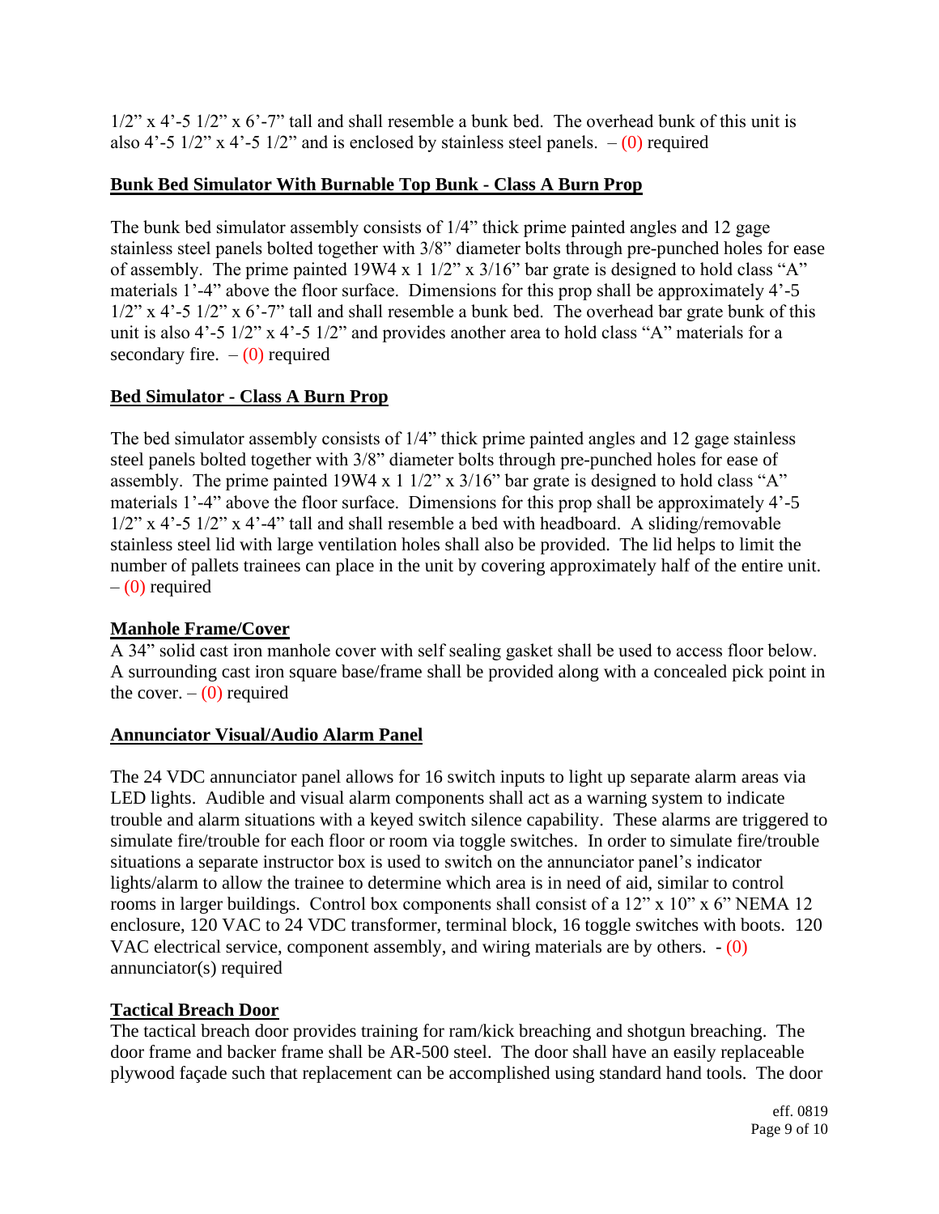1/2" x 4'-5 1/2" x 6'-7" tall and shall resemble a bunk bed. The overhead bunk of this unit is also 4'-5 1/2" x 4'-5 1/2" and is enclosed by stainless steel panels. – (0) required

**Bunk Bed Simulator With Burnable Top Bunk - Class A Burn Prop**

The bunk bed simulator assembly consists of 1/4" thick prime painted angles and 12 gage stainless steel panels bolted together with 3/8" diameter bolts through pre-punched holes for ease of assembly. The prime painted 19W4 x 1 1/2" x 3/16" bar grate is designed to hold class "A" materials 1'-4" above the floor surface. Dimensions for this prop shall be approximately 4'-5 1/2" x 4'-5 1/2" x 6'-7" tall and shall resemble a bunk bed. The overhead bar grate bunk of this unit is also 4'-5 1/2" x 4'-5 1/2" and provides another area to hold class "A" materials for a secondary fire. – (0) required

**Bed Simulator - Class A Burn Prop**

The bed simulator assembly consists of 1/4" thick prime painted angles and 12 gage stainless steel panels bolted together with 3/8" diameter bolts through pre-punched holes for ease of assembly. The prime painted 19W4 x 1 1/2" x 3/16" bar grate is designed to hold class "A" materials 1'-4" above the floor surface. Dimensions for this prop shall be approximately 4'-5 1/2" x 4'-5 1/2" x 4'-4" tall and shall resemble a bed with headboard. A sliding/removable stainless steel lid with large ventilation holes shall also be provided. The lid helps to limit the number of pallets trainees can place in the unit by covering approximately half of the entire unit. – (0) required

**Manhole Frame/Cover**

A 34" solid cast iron manhole cover with self sealing gasket shall be used to access floor below. A surrounding cast iron square base/frame shall be provided along with a concealed pick point in the cover. – (0) required

**Annunciator Visual/Audio Alarm Panel**

The 24 VDC annunciator panel allows for 16 switch inputs to light up separate alarm areas via LED lights. Audible and visual alarm components shall act as a warning system to indicate trouble and alarm situations with a keyed switch silence capability. These alarms are triggered to simulate fire/trouble for each floor or room via toggle switches. In order to simulate fire/trouble situations a separate instructor box is used to switch on the annunciator panel's indicator lights/alarm to allow the trainee to determine which area is in need of aid, similar to control rooms in larger buildings. Control box components shall consist of a 12" x 10" x 6" NEMA 12 enclosure, 120 VAC to 24 VDC transformer, terminal block, 16 toggle switches with boots. 120 VAC electrical service, component assembly, and wiring materials are by others. - (0) annunciator(s) required

**Tactical Breach Door**

The tactical breach door provides training for ram/kick breaching and shotgun breaching. The door frame and backer frame shall be AR-500 steel. The door shall have an easily replaceable plywood façade such that replacement can be accomplished using standard hand tools. The door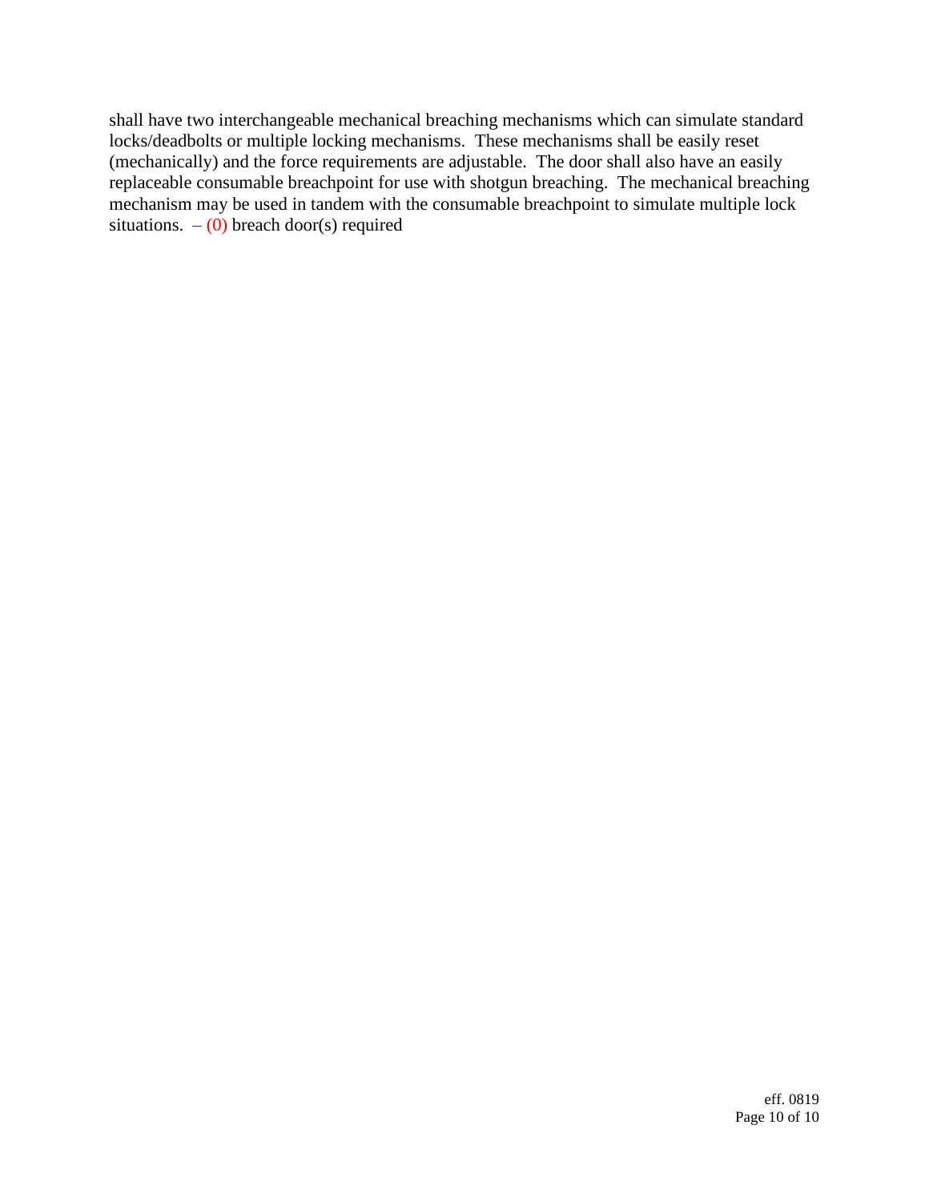shall have two interchangeable mechanical breaching mechanisms which can simulate standard locks/deadbolts or multiple locking mechanisms. These mechanisms shall be easily reset (mechanically) and the force requirements are adjustable. The door shall also have an easily replaceable consumable breachpoint for use with shotgun breaching. The mechanical breaching mechanism may be used in tandem with the consumable breachpoint to simulate multiple lock situations. – (0) breach door(s) required